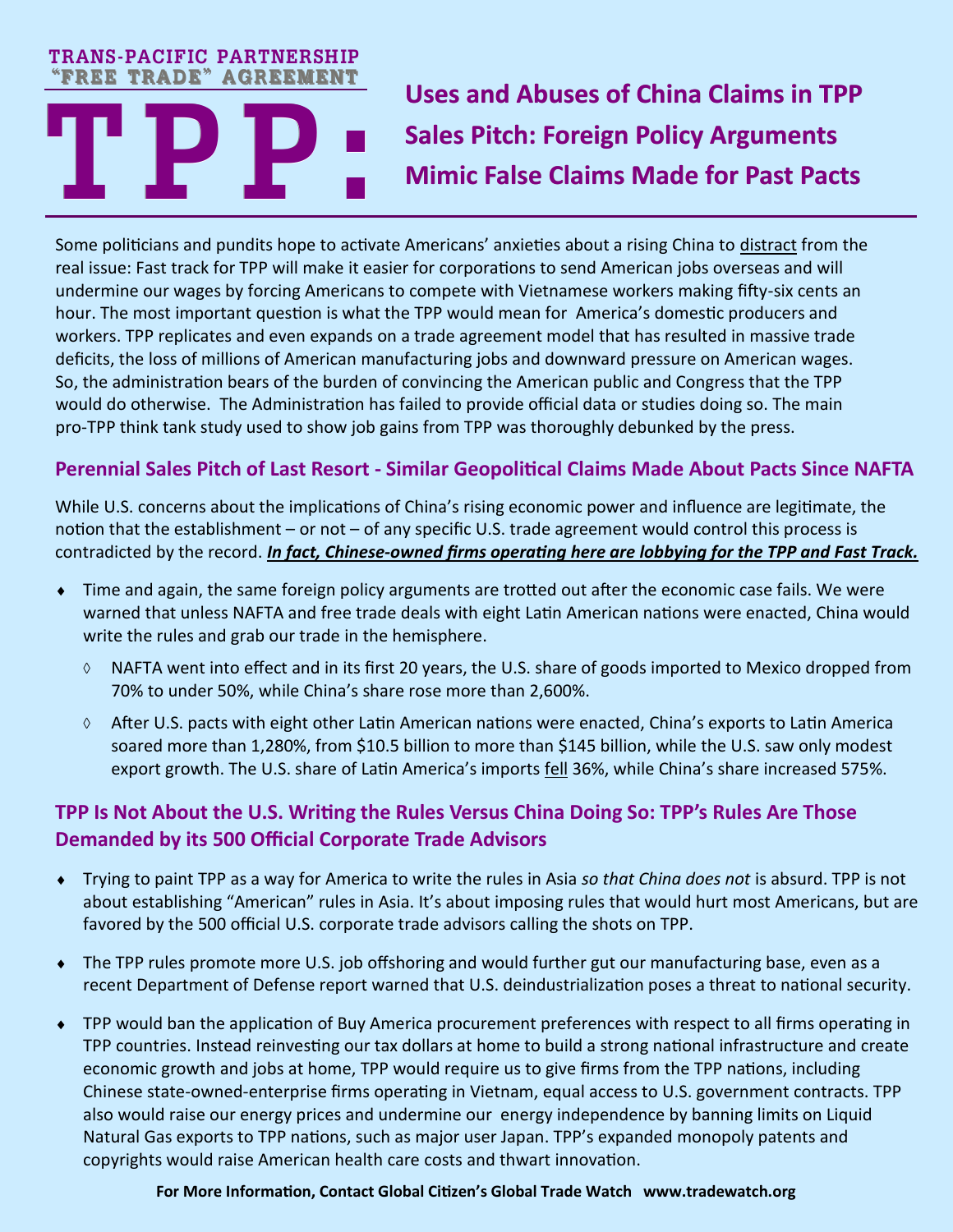TRANS-PACIFIC PARTNERSHIP
"FREE TRADE" AGREEMENT

# TPP: Uses and Abuses of China Claims in TPP Sales Pitch: Foreign Policy Arguments Mimic False Claims Made for Past Pacts

Some politicians and pundits hope to activate Americans' anxieties about a rising China to distract from the real issue: Fast track for TPP will make it easier for corporations to send American jobs overseas and will undermine our wages by forcing Americans to compete with Vietnamese workers making fifty-six cents an hour. The most important question is what the TPP would mean for America's domestic producers and workers. TPP replicates and even expands on a trade agreement model that has resulted in massive trade deficits, the loss of millions of American manufacturing jobs and downward pressure on American wages. So, the administration bears of the burden of convincing the American public and Congress that the TPP would do otherwise. The Administration has failed to provide official data or studies doing so. The main pro-TPP think tank study used to show job gains from TPP was thoroughly debunked by the press.

## Perennial Sales Pitch of Last Resort - Similar Geopolitical Claims Made About Pacts Since NAFTA

While U.S. concerns about the implications of China's rising economic power and influence are legitimate, the notion that the establishment – or not – of any specific U.S. trade agreement would control this process is contradicted by the record. ***In fact, Chinese-owned firms operating here are lobbying for the TPP and Fast Track.***

- Time and again, the same foreign policy arguments are trotted out after the economic case fails. We were warned that unless NAFTA and free trade deals with eight Latin American nations were enacted, China would write the rules and grab our trade in the hemisphere.
    - NAFTA went into effect and in its first 20 years, the U.S. share of goods imported to Mexico dropped from 70% to under 50%, while China's share rose more than 2,600%.
    - After U.S. pacts with eight other Latin American nations were enacted, China's exports to Latin America soared more than 1,280%, from $10.5 billion to more than $145 billion, while the U.S. saw only modest export growth. The U.S. share of Latin America's imports fell 36%, while China's share increased 575%.

## TPP Is Not About the U.S. Writing the Rules Versus China Doing So: TPP's Rules Are Those Demanded by its 500 Official Corporate Trade Advisors

- Trying to paint TPP as a way for America to write the rules in Asia *so that China does not* is absurd. TPP is not about establishing "American" rules in Asia. It's about imposing rules that would hurt most Americans, but are favored by the 500 official U.S. corporate trade advisors calling the shots on TPP.
- The TPP rules promote more U.S. job offshoring and would further gut our manufacturing base, even as a recent Department of Defense report warned that U.S. deindustrialization poses a threat to national security.
- TPP would ban the application of Buy America procurement preferences with respect to all firms operating in TPP countries. Instead reinvesting our tax dollars at home to build a strong national infrastructure and create economic growth and jobs at home, TPP would require us to give firms from the TPP nations, including Chinese state-owned-enterprise firms operating in Vietnam, equal access to U.S. government contracts. TPP also would raise our energy prices and undermine our energy independence by banning limits on Liquid Natural Gas exports to TPP nations, such as major user Japan. TPP's expanded monopoly patents and copyrights would raise American health care costs and thwart innovation.

**For More Information, Contact Global Citizen's Global Trade Watch www.tradewatch.org**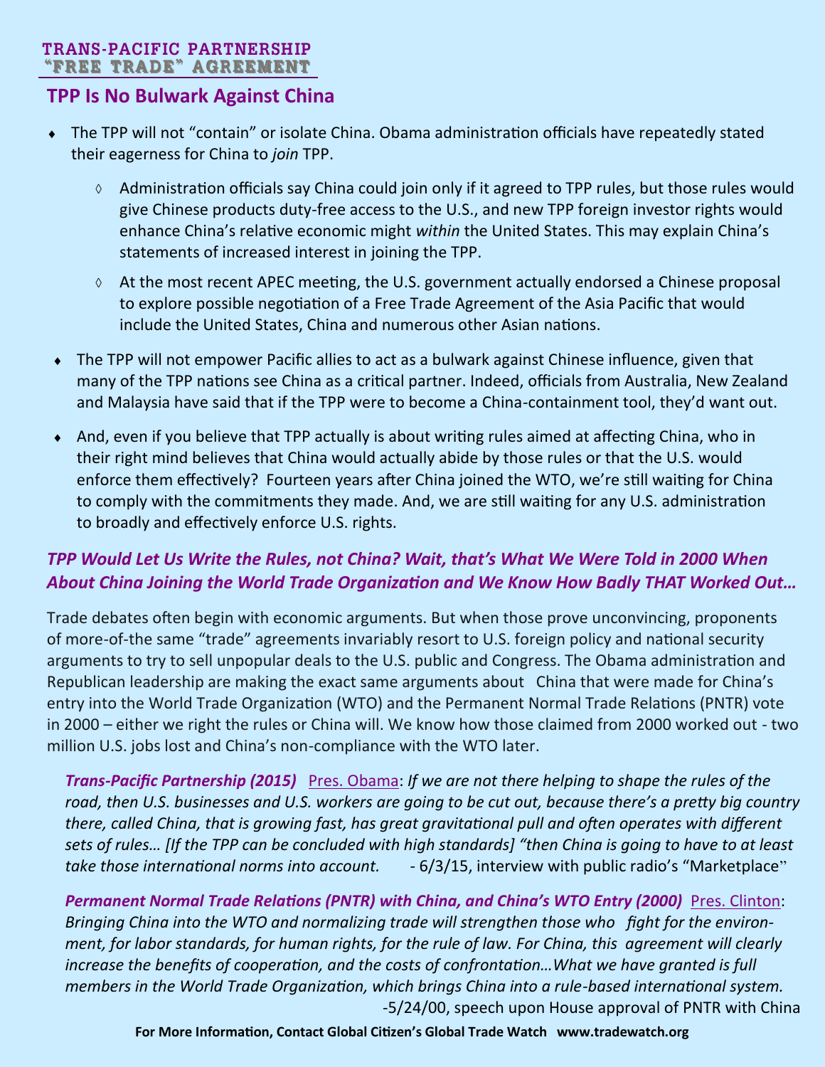**TRANS-PACIFIC PARTNERSHIP**
**"FREE TRADE" AGREEMENT**

## TPP Is No Bulwark Against China

- The TPP will not "contain" or isolate China. Obama administration officials have repeatedly stated their eagerness for China to *join* TPP.
  - Administration officials say China could join only if it agreed to TPP rules, but those rules would give Chinese products duty-free access to the U.S., and new TPP foreign investor rights would enhance China's relative economic might *within* the United States. This may explain China's statements of increased interest in joining the TPP.
  - At the most recent APEC meeting, the U.S. government actually endorsed a Chinese proposal to explore possible negotiation of a Free Trade Agreement of the Asia Pacific that would include the United States, China and numerous other Asian nations.
- The TPP will not empower Pacific allies to act as a bulwark against Chinese influence, given that many of the TPP nations see China as a critical partner. Indeed, officials from Australia, New Zealand and Malaysia have said that if the TPP were to become a China-containment tool, they'd want out.
- And, even if you believe that TPP actually is about writing rules aimed at affecting China, who in their right mind believes that China would actually abide by those rules or that the U.S. would enforce them effectively? Fourteen years after China joined the WTO, we're still waiting for China to comply with the commitments they made. And, we are still waiting for any U.S. administration to broadly and effectively enforce U.S. rights.

### *TPP Would Let Us Write the Rules, not China? Wait, that's What We Were Told in 2000 When About China Joining the World Trade Organization and We Know How Badly THAT Worked Out…*

Trade debates often begin with economic arguments. But when those prove unconvincing, proponents of more-of-the same "trade" agreements invariably resort to U.S. foreign policy and national security arguments to try to sell unpopular deals to the U.S. public and Congress. The Obama administration and Republican leadership are making the exact same arguments about China that were made for China's entry into the World Trade Organization (WTO) and the Permanent Normal Trade Relations (PNTR) vote in 2000 – either we right the rules or China will. We know how those claimed from 2000 worked out - two million U.S. jobs lost and China's non-compliance with the WTO later.

***Trans-Pacific Partnership (2015)*** Pres. Obama: *If we are not there helping to shape the rules of the road, then U.S. businesses and U.S. workers are going to be cut out, because there's a pretty big country there, called China, that is growing fast, has great gravitational pull and often operates with different sets of rules… [If the TPP can be concluded with high standards] "then China is going to have to at least take those international norms into account.* - 6/3/15, interview with public radio's "Marketplace"

***Permanent Normal Trade Relations (PNTR) with China, and China's WTO Entry (2000)*** Pres. Clinton: *Bringing China into the WTO and normalizing trade will strengthen those who fight for the environment, for labor standards, for human rights, for the rule of law. For China, this agreement will clearly increase the benefits of cooperation, and the costs of confrontation…What we have granted is full members in the World Trade Organization, which brings China into a rule-based international system.* -5/24/00, speech upon House approval of PNTR with China

**For More Information, Contact Global Citizen's Global Trade Watch www.tradewatch.org**